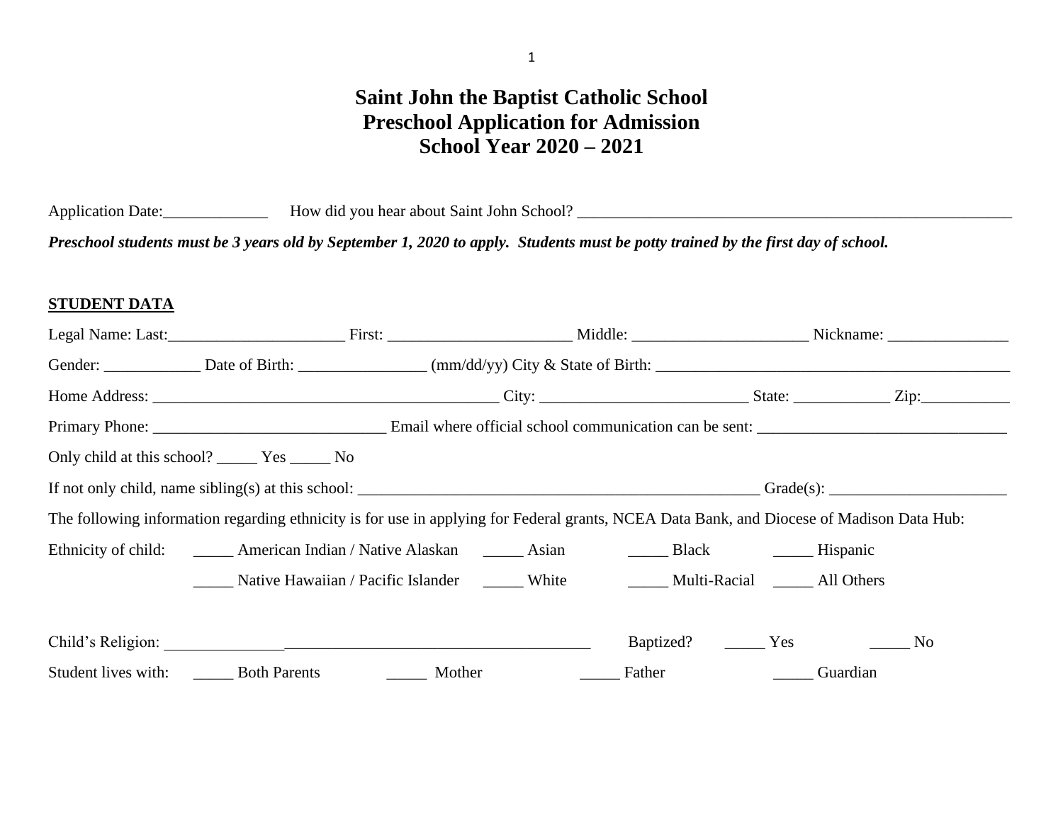# Saint John the Baptist Catholic School
# Preschool Application for Admission
# School Year 2020 – 2021

Application Date:_____________ How did you hear about Saint John School? _______________________________________________________

***Preschool students must be 3 years old by September 1, 2020 to apply. Students must be potty trained by the first day of school.***

## STUDENT DATA

Legal Name: Last:______________________ First: _______________________ Middle: _____________________ Nickname: _______________

Gender: ____________ Date of Birth: ________________ (mm/dd/yy) City & State of Birth: _____________________________________________

Home Address: ____________________________________________ City: __________________________ State: ____________ Zip:___________

Primary Phone: _____________________________ Email where official school communication can be sent: _______________________________

Only child at this school? _____ Yes _____ No

If not only child, name sibling(s) at this school: ___________________________________________________ Grade(s): ______________________

The following information regarding ethnicity is for use in applying for Federal grants, NCEA Data Bank, and Diocese of Madison Data Hub:

Ethnicity of child: _____ American Indian / Native Alaskan _____ Asian _____ Black _____ Hispanic

_____ Native Hawaiian / Pacific Islander _____ White _____ Multi-Racial _____ All Others

Child's Religion: ______________________________________________________ Baptized? _____ Yes _____ No

Student lives with: _____ Both Parents _____ Mother _____ Father _____ Guardian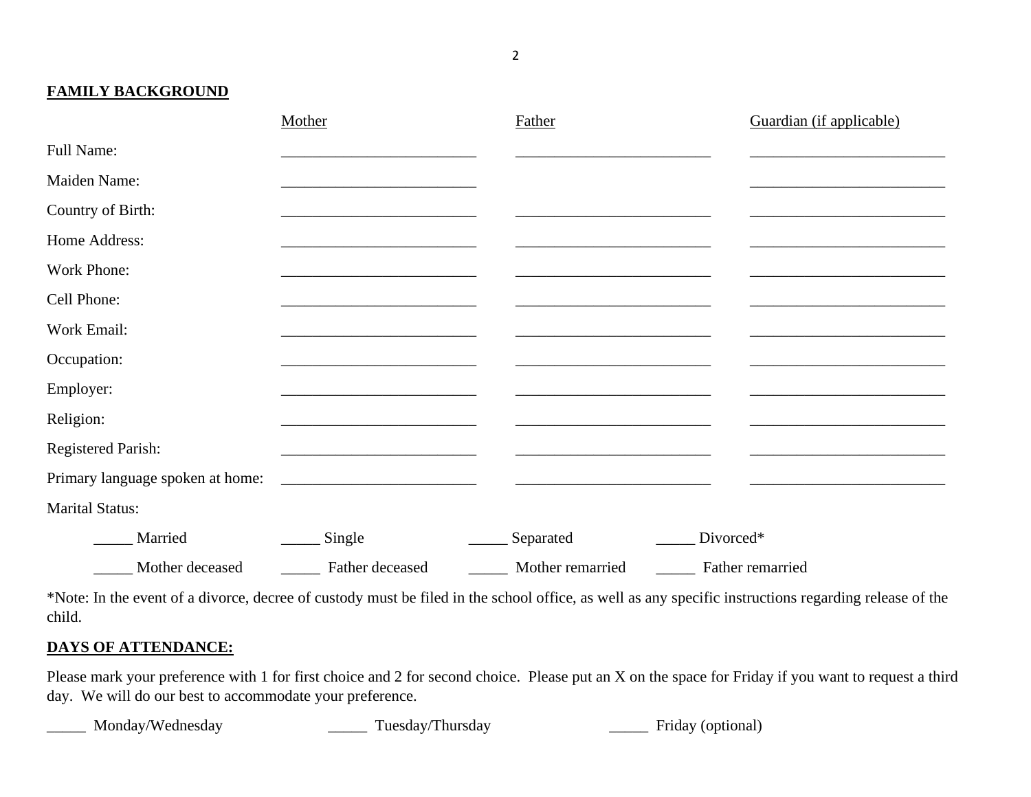**FAMILY BACKGROUND**

| | Mother | Father | Guardian (if applicable) |
|---|---|---|---|
| Full Name: | __________________________ | __________________________ | __________________________ |
| Maiden Name: | __________________________ | | __________________________ |
| Country of Birth: | __________________________ | __________________________ | __________________________ |
| Home Address: | __________________________ | __________________________ | __________________________ |
| Work Phone: | __________________________ | __________________________ | __________________________ |
| Cell Phone: | __________________________ | __________________________ | __________________________ |
| Work Email: | __________________________ | __________________________ | __________________________ |
| Occupation: | __________________________ | __________________________ | __________________________ |
| Employer: | __________________________ | __________________________ | __________________________ |
| Religion: | __________________________ | __________________________ | __________________________ |
| Registered Parish: | __________________________ | __________________________ | __________________________ |
| Primary language spoken at home: | __________________________ | __________________________ | __________________________ |

Marital Status:

_____ Married    _____ Single    _____ Separated    _____ Divorced*

_____ Mother deceased    _____ Father deceased    _____ Mother remarried    _____ Father remarried

*Note: In the event of a divorce, decree of custody must be filed in the school office, as well as any specific instructions regarding release of the child.

**DAYS OF ATTENDANCE:**

Please mark your preference with 1 for first choice and 2 for second choice. Please put an X on the space for Friday if you want to request a third day. We will do our best to accommodate your preference.

_____ Monday/Wednesday    _____ Tuesday/Thursday    _____ Friday (optional)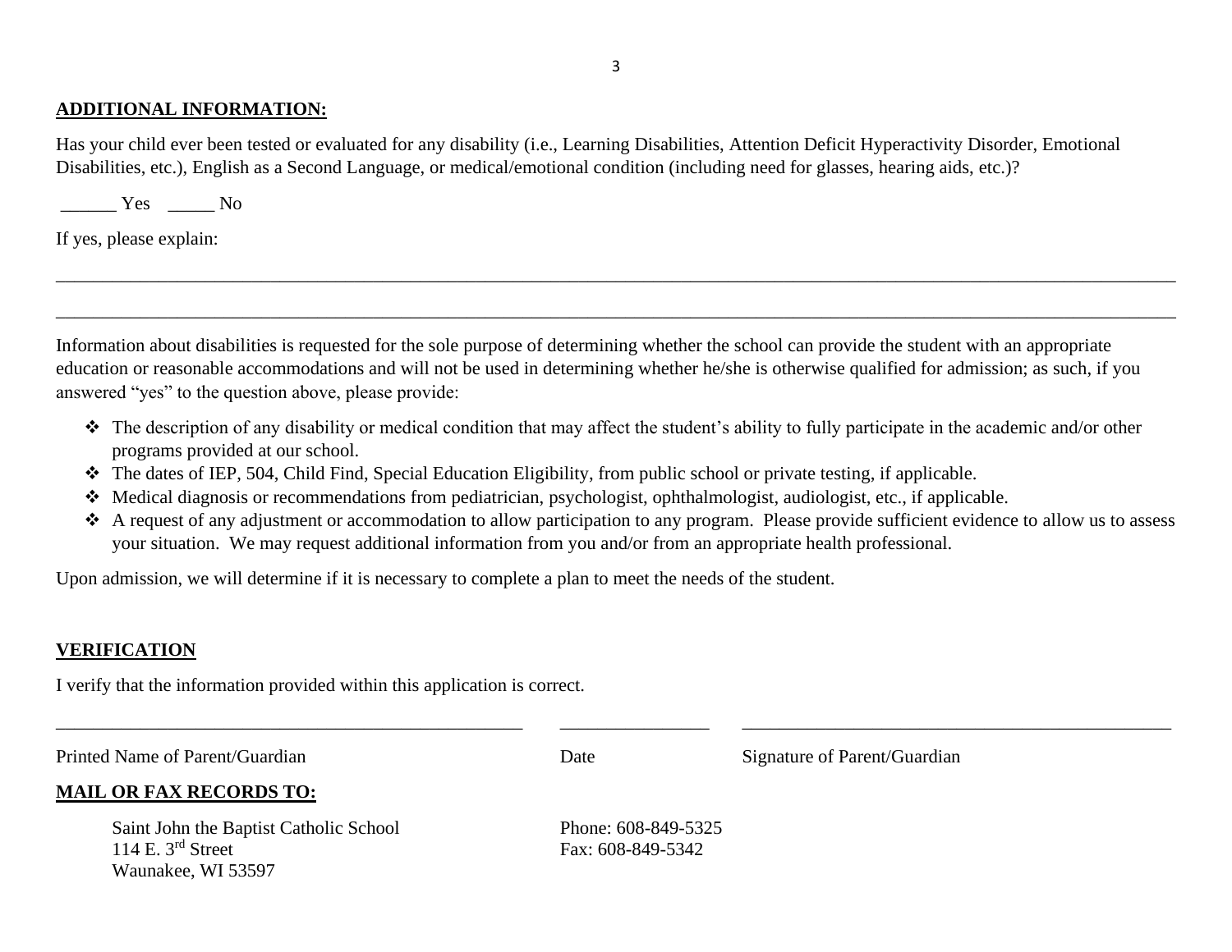**ADDITIONAL INFORMATION:**

Has your child ever been tested or evaluated for any disability (i.e., Learning Disabilities, Attention Deficit Hyperactivity Disorder, Emotional Disabilities, etc.), English as a Second Language, or medical/emotional condition (including need for glasses, hearing aids, etc.)?

______ Yes _____ No

If yes, please explain:

________________________________________________________________________________________________________________________

________________________________________________________________________________________________________________________

Information about disabilities is requested for the sole purpose of determining whether the school can provide the student with an appropriate education or reasonable accommodations and will not be used in determining whether he/she is otherwise qualified for admission; as such, if you answered "yes" to the question above, please provide:

- The description of any disability or medical condition that may affect the student's ability to fully participate in the academic and/or other programs provided at our school.
- The dates of IEP, 504, Child Find, Special Education Eligibility, from public school or private testing, if applicable.
- Medical diagnosis or recommendations from pediatrician, psychologist, ophthalmologist, audiologist, etc., if applicable.
- A request of any adjustment or accommodation to allow participation to any program. Please provide sufficient evidence to allow us to assess your situation. We may request additional information from you and/or from an appropriate health professional.

Upon admission, we will determine if it is necessary to complete a plan to meet the needs of the student.

**VERIFICATION**

I verify that the information provided within this application is correct.

______________________________________________ ________________ ____________________________________________

Printed Name of Parent/Guardian Date Signature of Parent/Guardian

**MAIL OR FAX RECORDS TO:**

Saint John the Baptist Catholic School
114 E. 3rd Street
Waunakee, WI 53597

Phone: 608-849-5325
Fax: 608-849-5342